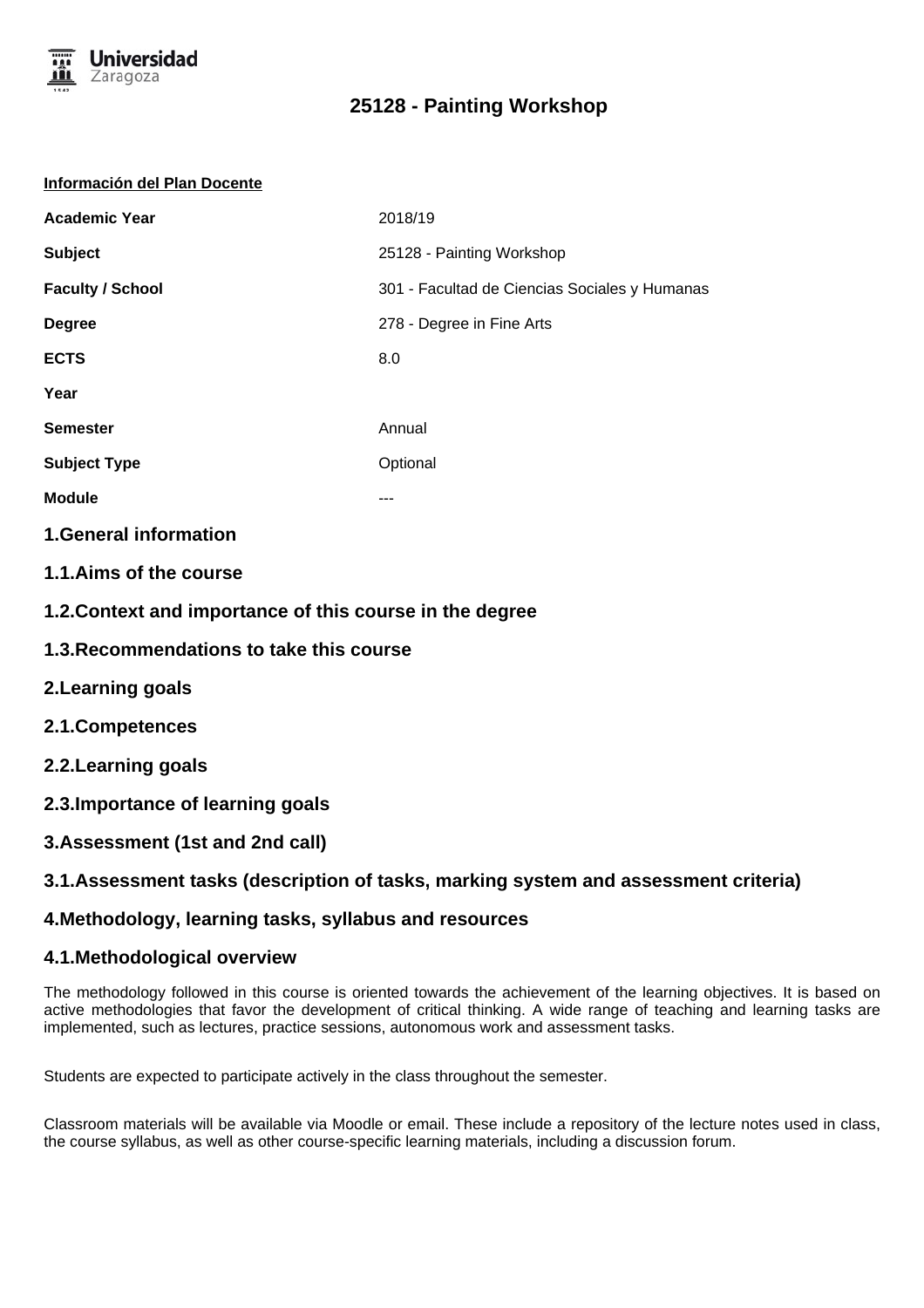# 25128 - Painting Workshop

**Información del Plan Docente**

| | |
|---|---|
| **Academic Year** | 2018/19 |
| **Subject** | 25128 - Painting Workshop |
| **Faculty / School** | 301 - Facultad de Ciencias Sociales y Humanas |
| **Degree** | 278 - Degree in Fine Arts |
| **ECTS** | 8.0 |
| **Year** | |
| **Semester** | Annual |
| **Subject Type** | Optional |
| **Module** | --- |

## 1.General information

### 1.1.Aims of the course

### 1.2.Context and importance of this course in the degree

### 1.3.Recommendations to take this course

## 2.Learning goals

### 2.1.Competences

### 2.2.Learning goals

### 2.3.Importance of learning goals

## 3.Assessment (1st and 2nd call)

### 3.1.Assessment tasks (description of tasks, marking system and assessment criteria)

## 4.Methodology, learning tasks, syllabus and resources

### 4.1.Methodological overview

The methodology followed in this course is oriented towards the achievement of the learning objectives. It is based on active methodologies that favor the development of critical thinking. A wide range of teaching and learning tasks are implemented, such as lectures, practice sessions, autonomous work and assessment tasks.

Students are expected to participate actively in the class throughout the semester.

Classroom materials will be available via Moodle or email. These include a repository of the lecture notes used in class, the course syllabus, as well as other course-specific learning materials, including a discussion forum.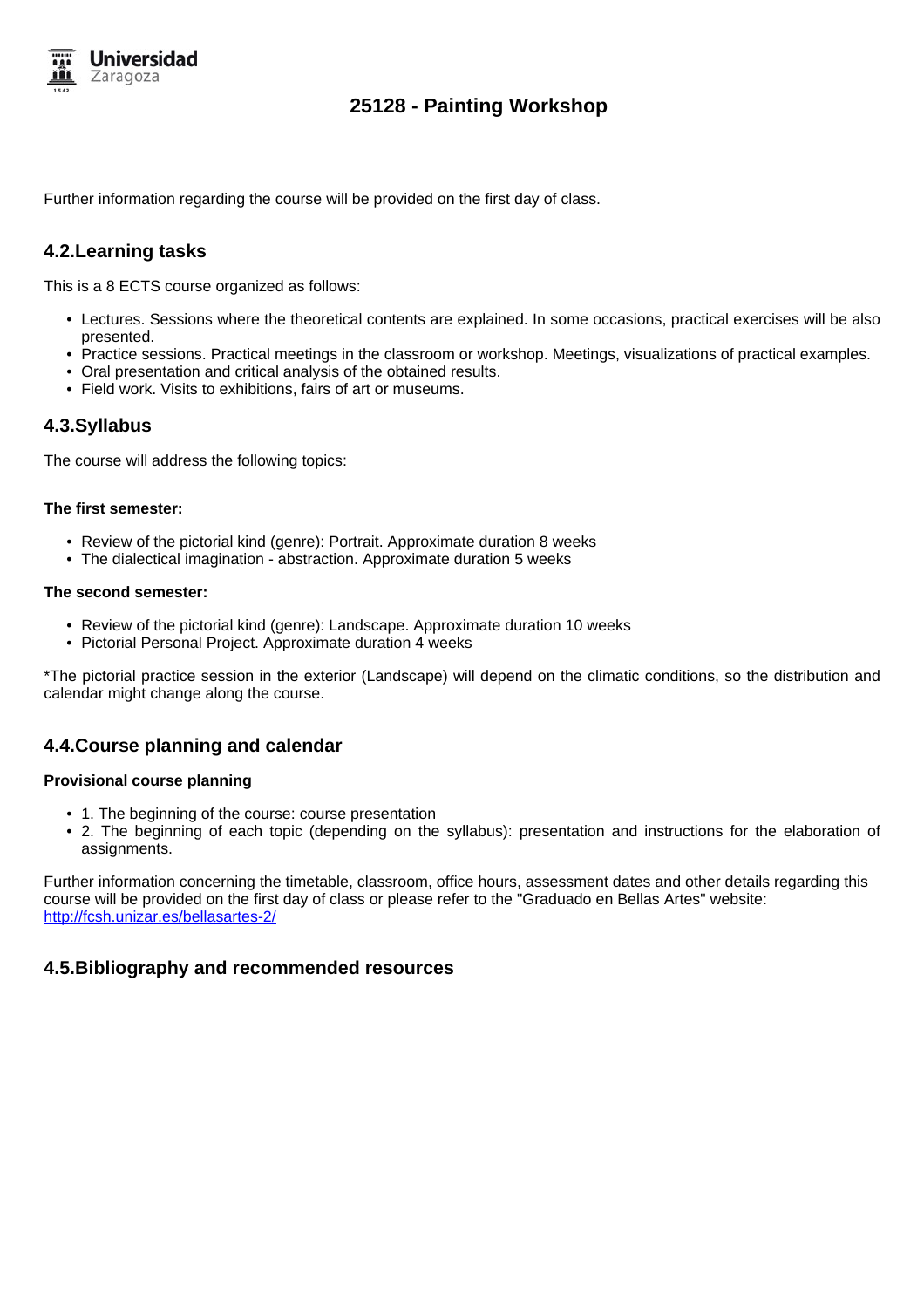# 25128 - Painting Workshop

Further information regarding the course will be provided on the first day of class.

## 4.2.Learning tasks

This is a 8 ECTS course organized as follows:

- Lectures. Sessions where the theoretical contents are explained. In some occasions, practical exercises will be also presented.
- Practice sessions. Practical meetings in the classroom or workshop. Meetings, visualizations of practical examples.
- Oral presentation and critical analysis of the obtained results.
- Field work. Visits to exhibitions, fairs of art or museums.

## 4.3.Syllabus

The course will address the following topics:

**The first semester:**

- Review of the pictorial kind (genre): Portrait. Approximate duration 8 weeks
- The dialectical imagination - abstraction. Approximate duration 5 weeks

**The second semester:**

- Review of the pictorial kind (genre): Landscape. Approximate duration 10 weeks
- Pictorial Personal Project. Approximate duration 4 weeks

*The pictorial practice session in the exterior (Landscape) will depend on the climatic conditions, so the distribution and calendar might change along the course.

## 4.4.Course planning and calendar

**Provisional course planning**

- 1. The beginning of the course: course presentation
- 2. The beginning of each topic (depending on the syllabus): presentation and instructions for the elaboration of assignments.

Further information concerning the timetable, classroom, office hours, assessment dates and other details regarding this course will be provided on the first day of class or please refer to the "Graduado en Bellas Artes" website: [http://fcsh.unizar.es/bellasartes-2/](http://fcsh.unizar.es/bellasartes-2/)

## 4.5.Bibliography and recommended resources